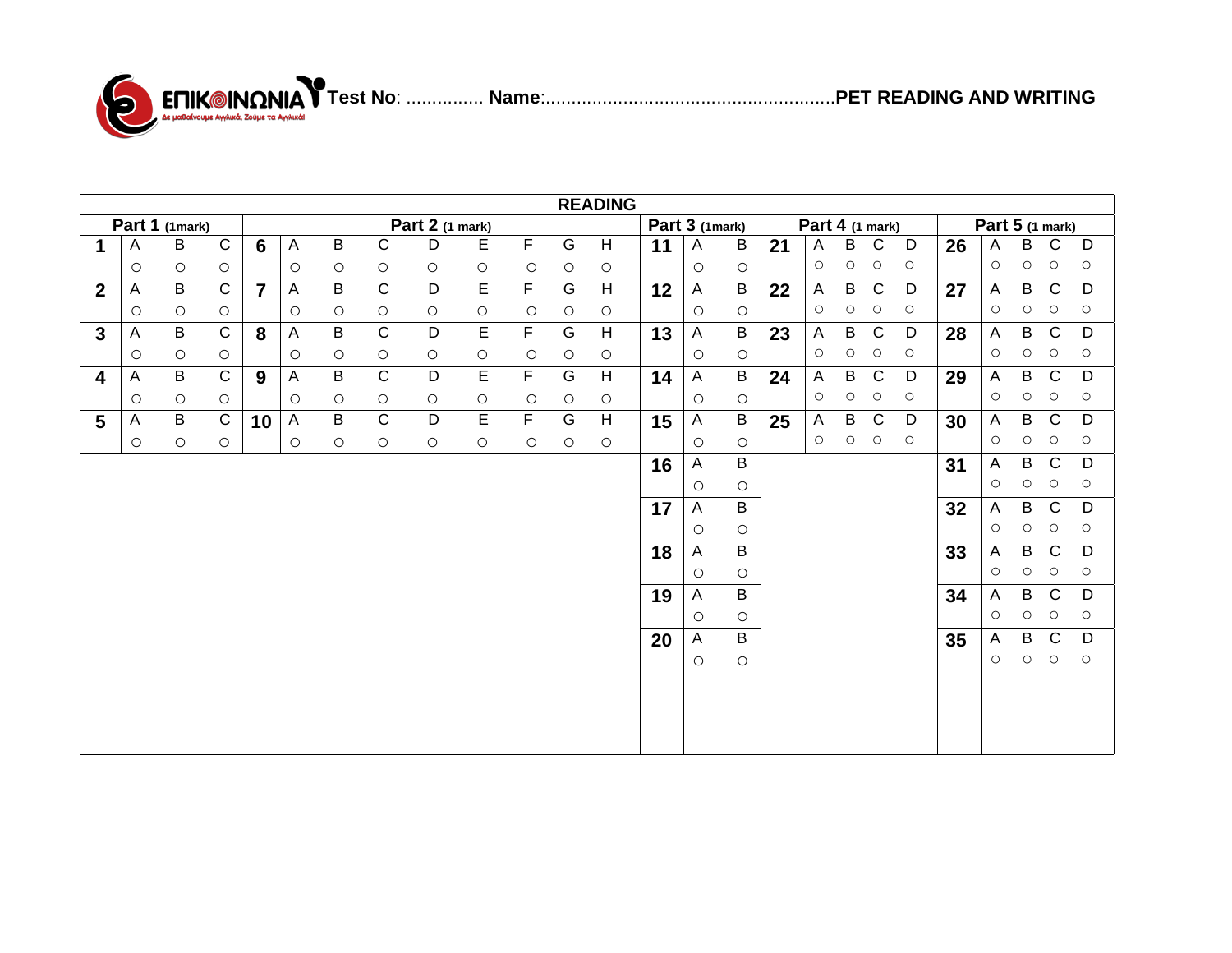ΕΠΙΚΟΙΝΩΝΙΑ
Δε μαθαίνουμε Αγγλικά, Ζούμε τα Αγγλικά!

**Test No**: ............... **Name**:........................................................**PET READING AND WRITING**

## READING

**Part 1 (1mark)**

| No. | A | B | C |
|---|---|---|---|
| **1** | ○ | ○ | ○ |
| **2** | ○ | ○ | ○ |
| **3** | ○ | ○ | ○ |
| **4** | ○ | ○ | ○ |
| **5** | ○ | ○ | ○ |

**Part 2 (1 mark)**

| No. | A | B | C | D | E | F | G | H |
|---|---|---|---|---|---|---|---|---|
| **6** | ○ | ○ | ○ | ○ | ○ | ○ | ○ | ○ |
| **7** | ○ | ○ | ○ | ○ | ○ | ○ | ○ | ○ |
| **8** | ○ | ○ | ○ | ○ | ○ | ○ | ○ | ○ |
| **9** | ○ | ○ | ○ | ○ | ○ | ○ | ○ | ○ |
| **10** | ○ | ○ | ○ | ○ | ○ | ○ | ○ | ○ |

**Part 3 (1mark)**

| No. | A | B |
|---|---|---|
| **11** | ○ | ○ |
| **12** | ○ | ○ |
| **13** | ○ | ○ |
| **14** | ○ | ○ |
| **15** | ○ | ○ |
| **16** | ○ | ○ |
| **17** | ○ | ○ |
| **18** | ○ | ○ |
| **19** | ○ | ○ |
| **20** | ○ | ○ |

**Part 4 (1 mark)**

| No. | A | B | C | D |
|---|---|---|---|---|
| **21** | ○ | ○ | ○ | ○ |
| **22** | ○ | ○ | ○ | ○ |
| **23** | ○ | ○ | ○ | ○ |
| **24** | ○ | ○ | ○ | ○ |
| **25** | ○ | ○ | ○ | ○ |

**Part 5 (1 mark)**

| No. | A | B | C | D |
|---|---|---|---|---|
| **26** | ○ | ○ | ○ | ○ |
| **27** | ○ | ○ | ○ | ○ |
| **28** | ○ | ○ | ○ | ○ |
| **29** | ○ | ○ | ○ | ○ |
| **30** | ○ | ○ | ○ | ○ |
| **31** | ○ | ○ | ○ | ○ |
| **32** | ○ | ○ | ○ | ○ |
| **33** | ○ | ○ | ○ | ○ |
| **34** | ○ | ○ | ○ | ○ |
| **35** | ○ | ○ | ○ | ○ |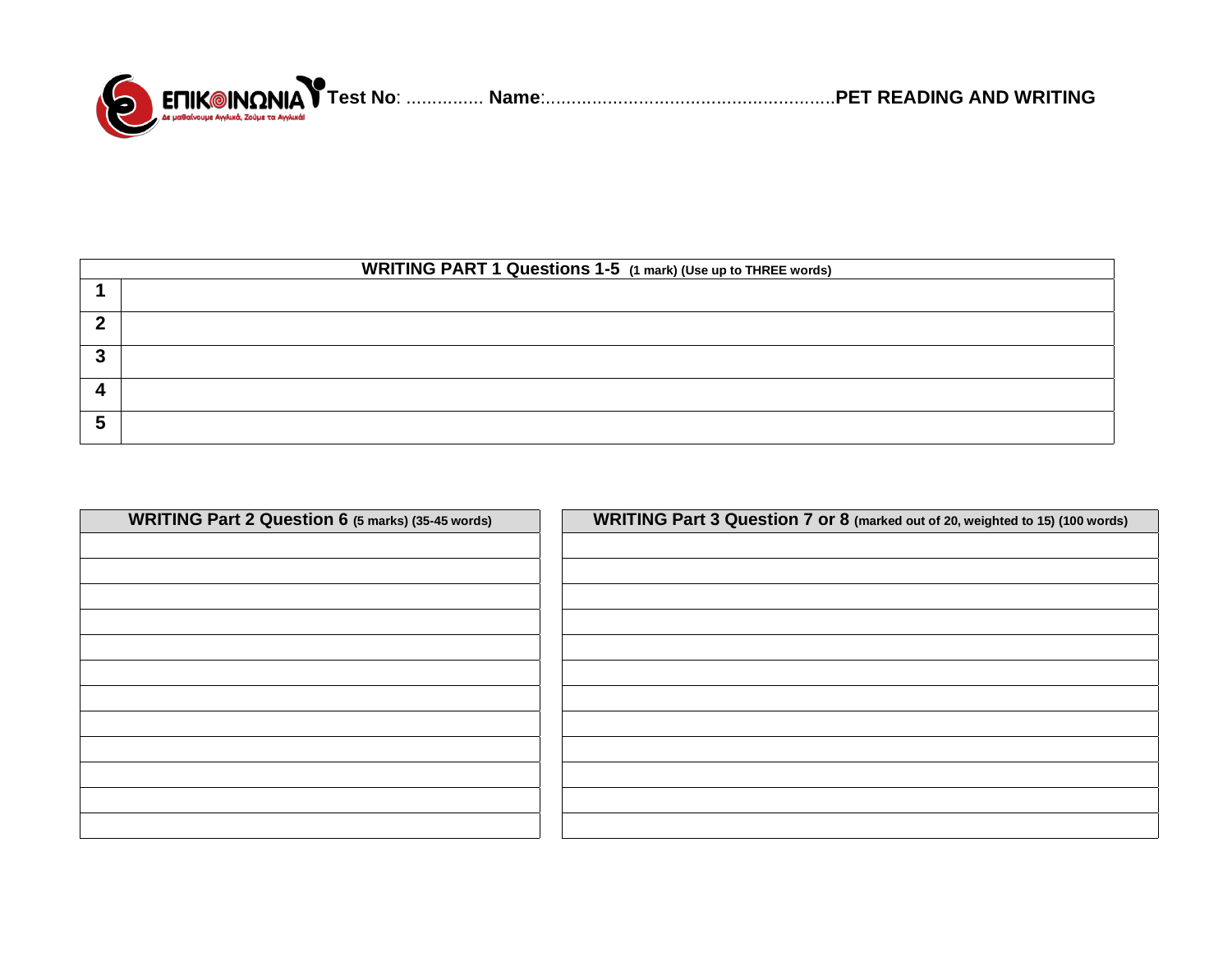**ΕΠΙΚΟΙΝΩΝΙΑ** Δε μαθαίνουμε Αγγλικά, Ζούμε τα Αγγλικά!

**Test No**: ............... **Name**:........................................................ **PET READING AND WRITING**

| **WRITING PART 1 Questions 1-5** (1 mark) (Use up to THREE words) | |
|---|---|
| **1** | |
| **2** | |
| **3** | |
| **4** | |
| **5** | |

| **WRITING Part 2 Question 6** (5 marks) (35-45 words) |
|---|
| |
| |
| |
| |
| |
| |
| |
| |
| |
| |
| |
| |

| **WRITING Part 3 Question 7 or 8** (marked out of 20, weighted to 15) (100 words) |
|---|
| |
| |
| |
| |
| |
| |
| |
| |
| |
| |
| |
| |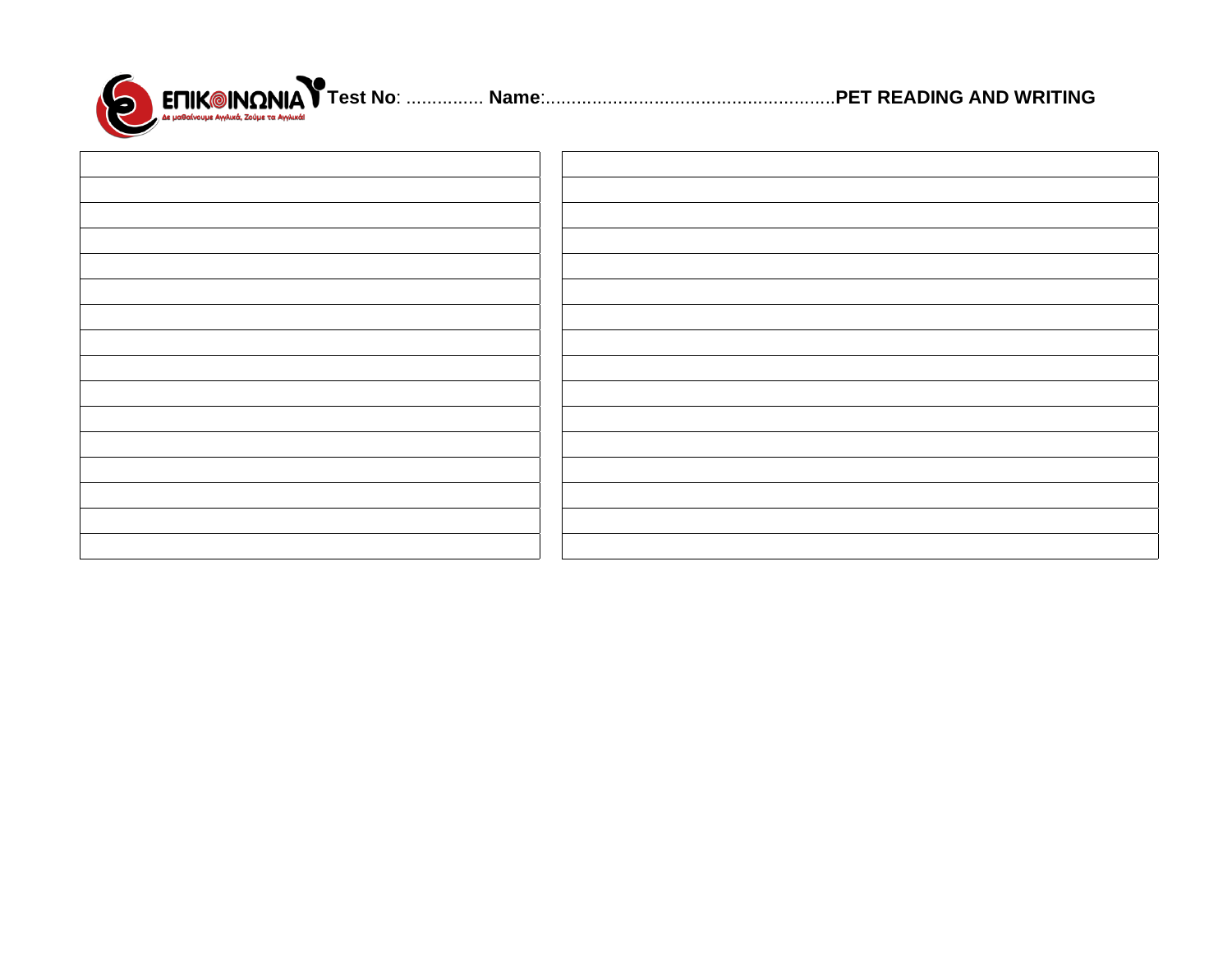ΕΠΙΚΟΙΝΩΝΙΑ
Δε μαθαίνουμε Αγγλικά, Ζούμε τα Αγγλικά!

**Test No**: ............... **Name**:........................................................**PET READING AND WRITING**

| | |
|---|---|
| | |
| | |
| | |
| | |
| | |
| | |
| | |
| | |
| | |
| | |
| | |
| | |
| | |
| | |
| | |